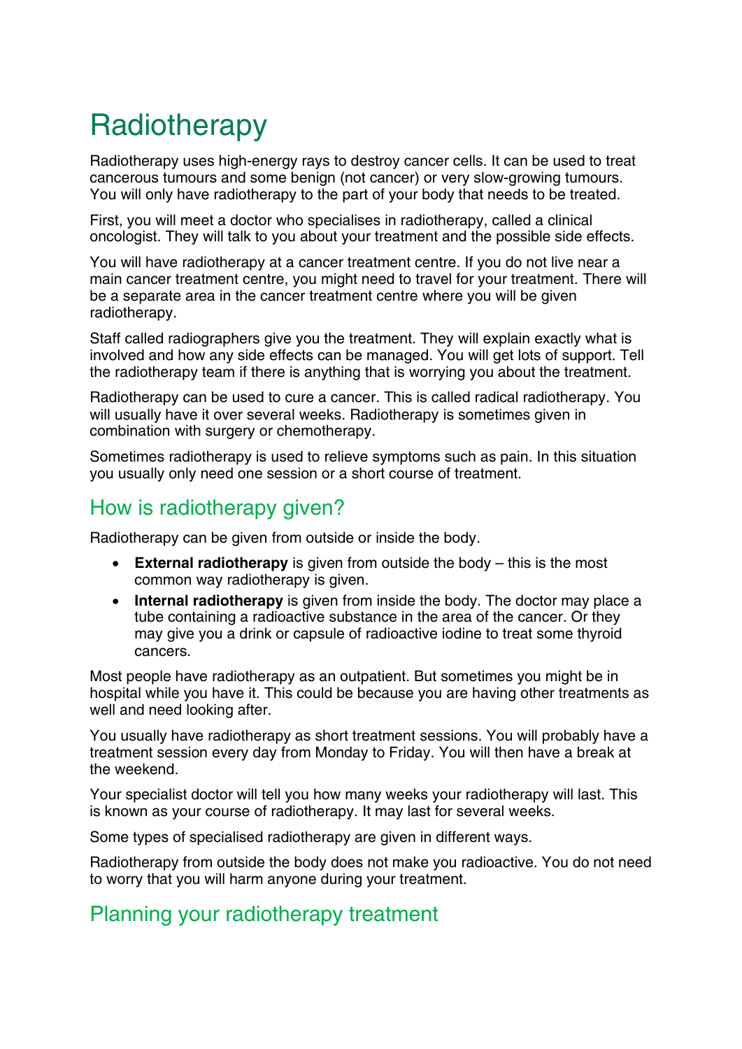# Radiotherapy

Radiotherapy uses high-energy rays to destroy cancer cells. It can be used to treat cancerous tumours and some benign (not cancer) or very slow-growing tumours. You will only have radiotherapy to the part of your body that needs to be treated.

First, you will meet a doctor who specialises in radiotherapy, called a clinical oncologist. They will talk to you about your treatment and the possible side effects.

You will have radiotherapy at a cancer treatment centre. If you do not live near a main cancer treatment centre, you might need to travel for your treatment. There will be a separate area in the cancer treatment centre where you will be given radiotherapy.

Staff called radiographers give you the treatment. They will explain exactly what is involved and how any side effects can be managed. You will get lots of support. Tell the radiotherapy team if there is anything that is worrying you about the treatment.

Radiotherapy can be used to cure a cancer. This is called radical radiotherapy. You will usually have it over several weeks. Radiotherapy is sometimes given in combination with surgery or chemotherapy.

Sometimes radiotherapy is used to relieve symptoms such as pain. In this situation you usually only need one session or a short course of treatment.

## How is radiotherapy given?

Radiotherapy can be given from outside or inside the body.

- **External radiotherapy** is given from outside the body – this is the most common way radiotherapy is given.
- **Internal radiotherapy** is given from inside the body. The doctor may place a tube containing a radioactive substance in the area of the cancer. Or they may give you a drink or capsule of radioactive iodine to treat some thyroid cancers.

Most people have radiotherapy as an outpatient. But sometimes you might be in hospital while you have it. This could be because you are having other treatments as well and need looking after.

You usually have radiotherapy as short treatment sessions. You will probably have a treatment session every day from Monday to Friday. You will then have a break at the weekend.

Your specialist doctor will tell you how many weeks your radiotherapy will last. This is known as your course of radiotherapy. It may last for several weeks.

Some types of specialised radiotherapy are given in different ways.

Radiotherapy from outside the body does not make you radioactive. You do not need to worry that you will harm anyone during your treatment.

## Planning your radiotherapy treatment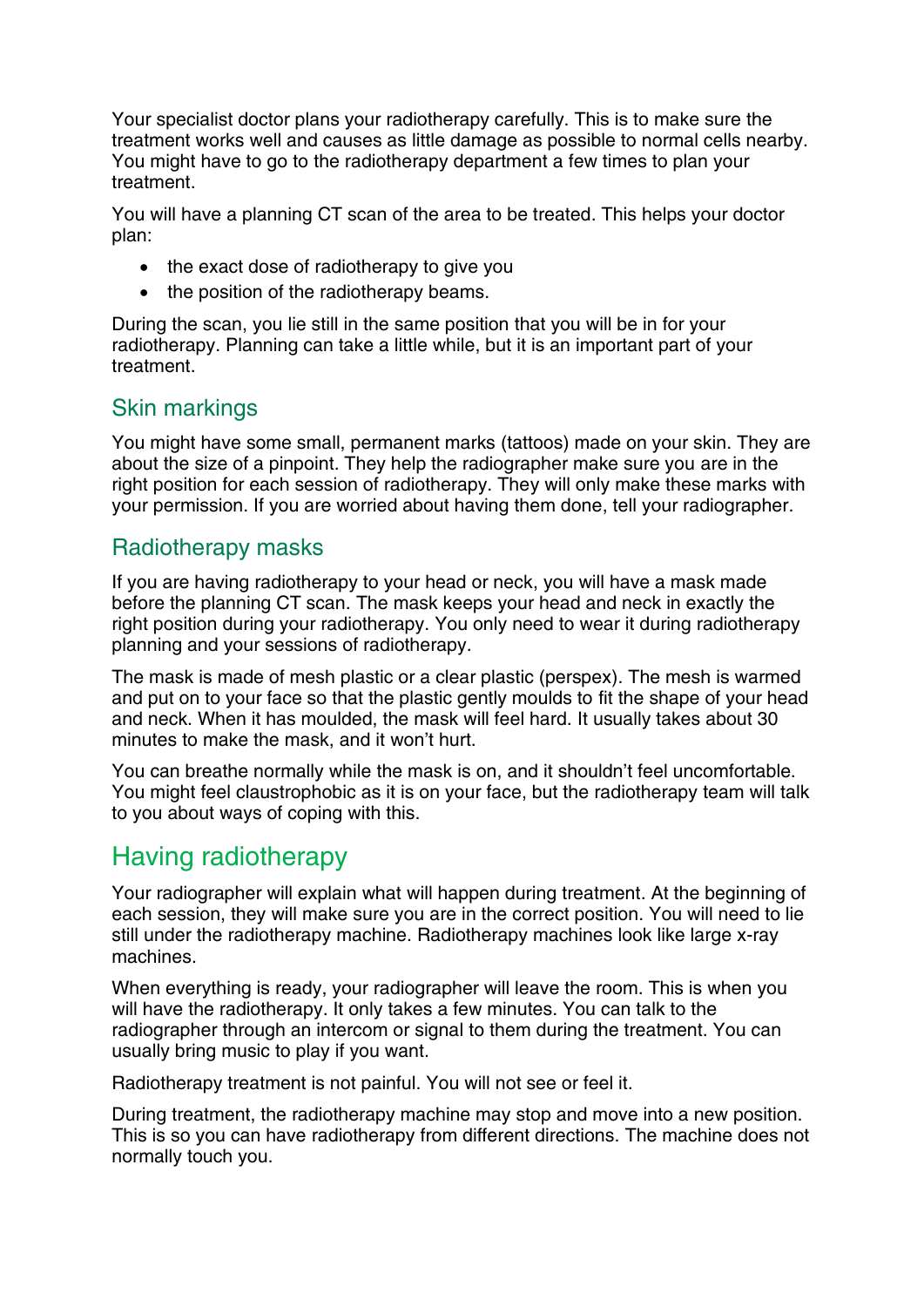Your specialist doctor plans your radiotherapy carefully. This is to make sure the treatment works well and causes as little damage as possible to normal cells nearby. You might have to go to the radiotherapy department a few times to plan your treatment.

You will have a planning CT scan of the area to be treated. This helps your doctor plan:

- the exact dose of radiotherapy to give you
- the position of the radiotherapy beams.

During the scan, you lie still in the same position that you will be in for your radiotherapy. Planning can take a little while, but it is an important part of your treatment.

### Skin markings

You might have some small, permanent marks (tattoos) made on your skin. They are about the size of a pinpoint. They help the radiographer make sure you are in the right position for each session of radiotherapy. They will only make these marks with your permission. If you are worried about having them done, tell your radiographer.

### Radiotherapy masks

If you are having radiotherapy to your head or neck, you will have a mask made before the planning CT scan. The mask keeps your head and neck in exactly the right position during your radiotherapy. You only need to wear it during radiotherapy planning and your sessions of radiotherapy.

The mask is made of mesh plastic or a clear plastic (perspex). The mesh is warmed and put on to your face so that the plastic gently moulds to fit the shape of your head and neck. When it has moulded, the mask will feel hard. It usually takes about 30 minutes to make the mask, and it won't hurt.

You can breathe normally while the mask is on, and it shouldn't feel uncomfortable. You might feel claustrophobic as it is on your face, but the radiotherapy team will talk to you about ways of coping with this.

## Having radiotherapy

Your radiographer will explain what will happen during treatment. At the beginning of each session, they will make sure you are in the correct position. You will need to lie still under the radiotherapy machine. Radiotherapy machines look like large x-ray machines.

When everything is ready, your radiographer will leave the room. This is when you will have the radiotherapy. It only takes a few minutes. You can talk to the radiographer through an intercom or signal to them during the treatment. You can usually bring music to play if you want.

Radiotherapy treatment is not painful. You will not see or feel it.

During treatment, the radiotherapy machine may stop and move into a new position. This is so you can have radiotherapy from different directions. The machine does not normally touch you.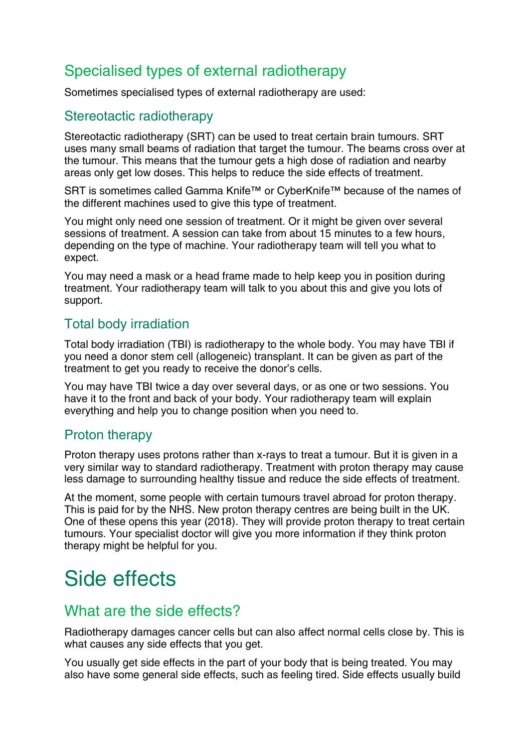## Specialised types of external radiotherapy

Sometimes specialised types of external radiotherapy are used:

### Stereotactic radiotherapy

Stereotactic radiotherapy (SRT) can be used to treat certain brain tumours. SRT uses many small beams of radiation that target the tumour. The beams cross over at the tumour. This means that the tumour gets a high dose of radiation and nearby areas only get low doses. This helps to reduce the side effects of treatment.

SRT is sometimes called Gamma Knife™ or CyberKnife™ because of the names of the different machines used to give this type of treatment.

You might only need one session of treatment. Or it might be given over several sessions of treatment. A session can take from about 15 minutes to a few hours, depending on the type of machine. Your radiotherapy team will tell you what to expect.

You may need a mask or a head frame made to help keep you in position during treatment. Your radiotherapy team will talk to you about this and give you lots of support.

### Total body irradiation

Total body irradiation (TBI) is radiotherapy to the whole body. You may have TBI if you need a donor stem cell (allogeneic) transplant. It can be given as part of the treatment to get you ready to receive the donor's cells.

You may have TBI twice a day over several days, or as one or two sessions. You have it to the front and back of your body. Your radiotherapy team will explain everything and help you to change position when you need to.

### Proton therapy

Proton therapy uses protons rather than x-rays to treat a tumour. But it is given in a very similar way to standard radiotherapy. Treatment with proton therapy may cause less damage to surrounding healthy tissue and reduce the side effects of treatment.

At the moment, some people with certain tumours travel abroad for proton therapy. This is paid for by the NHS. New proton therapy centres are being built in the UK. One of these opens this year (2018). They will provide proton therapy to treat certain tumours. Your specialist doctor will give you more information if they think proton therapy might be helpful for you.

# Side effects

## What are the side effects?

Radiotherapy damages cancer cells but can also affect normal cells close by. This is what causes any side effects that you get.

You usually get side effects in the part of your body that is being treated. You may also have some general side effects, such as feeling tired. Side effects usually build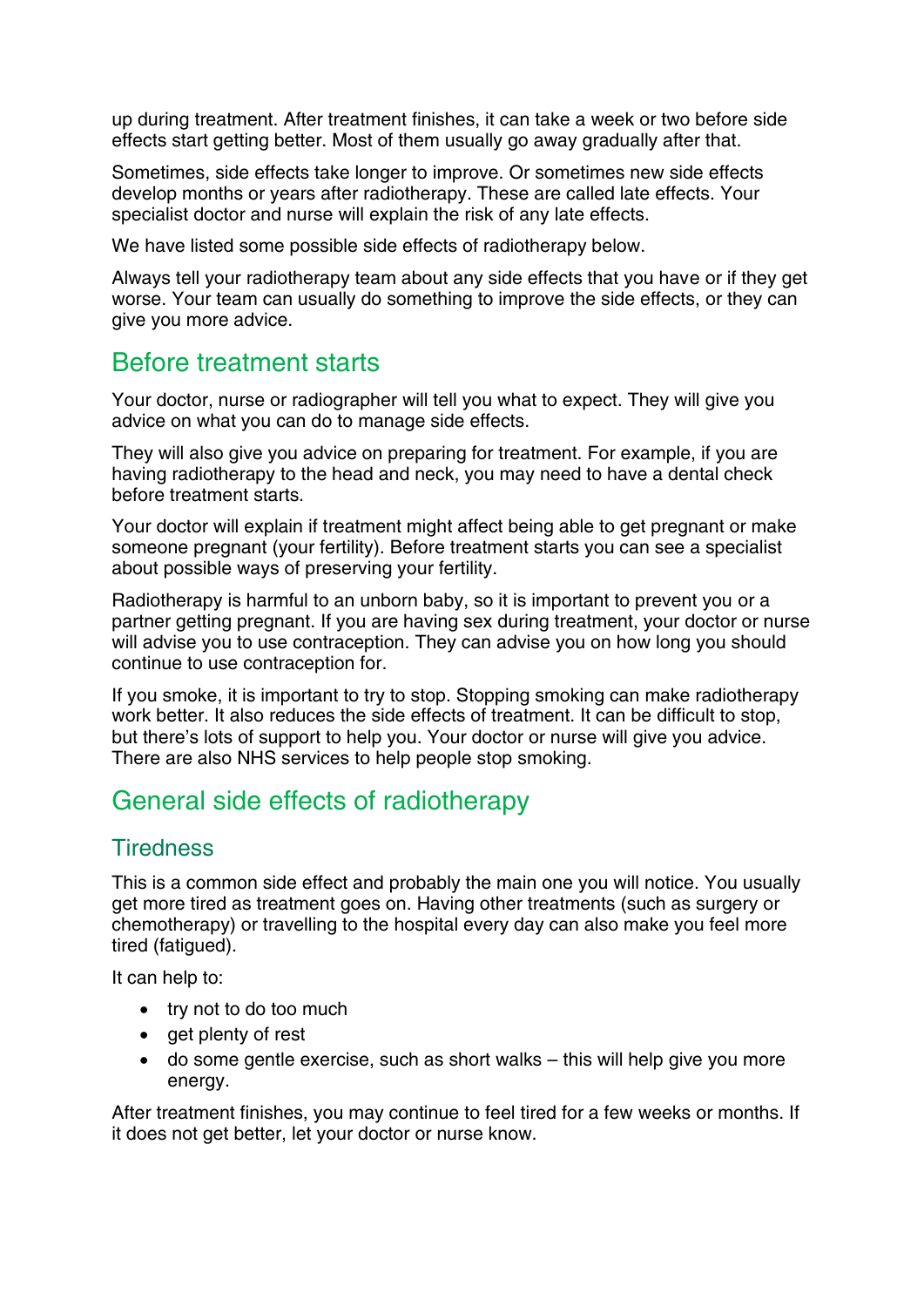up during treatment. After treatment finishes, it can take a week or two before side effects start getting better. Most of them usually go away gradually after that.

Sometimes, side effects take longer to improve. Or sometimes new side effects develop months or years after radiotherapy. These are called late effects. Your specialist doctor and nurse will explain the risk of any late effects.

We have listed some possible side effects of radiotherapy below.

Always tell your radiotherapy team about any side effects that you have or if they get worse. Your team can usually do something to improve the side effects, or they can give you more advice.

## Before treatment starts

Your doctor, nurse or radiographer will tell you what to expect. They will give you advice on what you can do to manage side effects.

They will also give you advice on preparing for treatment. For example, if you are having radiotherapy to the head and neck, you may need to have a dental check before treatment starts.

Your doctor will explain if treatment might affect being able to get pregnant or make someone pregnant (your fertility). Before treatment starts you can see a specialist about possible ways of preserving your fertility.

Radiotherapy is harmful to an unborn baby, so it is important to prevent you or a partner getting pregnant. If you are having sex during treatment, your doctor or nurse will advise you to use contraception. They can advise you on how long you should continue to use contraception for.

If you smoke, it is important to try to stop. Stopping smoking can make radiotherapy work better. It also reduces the side effects of treatment. It can be difficult to stop, but there's lots of support to help you. Your doctor or nurse will give you advice. There are also NHS services to help people stop smoking.

## General side effects of radiotherapy

### Tiredness

This is a common side effect and probably the main one you will notice. You usually get more tired as treatment goes on. Having other treatments (such as surgery or chemotherapy) or travelling to the hospital every day can also make you feel more tired (fatigued).

It can help to:

- try not to do too much
- get plenty of rest
- do some gentle exercise, such as short walks – this will help give you more energy.

After treatment finishes, you may continue to feel tired for a few weeks or months. If it does not get better, let your doctor or nurse know.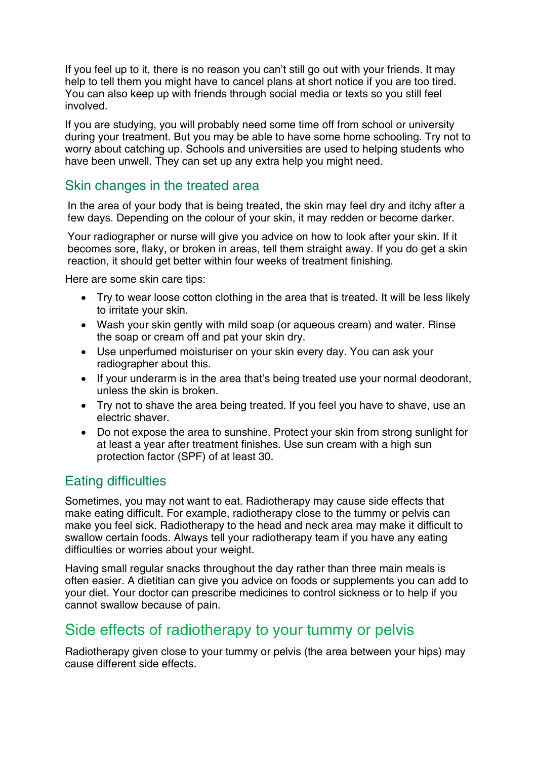If you feel up to it, there is no reason you can't still go out with your friends. It may help to tell them you might have to cancel plans at short notice if you are too tired. You can also keep up with friends through social media or texts so you still feel involved.

If you are studying, you will probably need some time off from school or university during your treatment. But you may be able to have some home schooling. Try not to worry about catching up. Schools and universities are used to helping students who have been unwell. They can set up any extra help you might need.

### Skin changes in the treated area

In the area of your body that is being treated, the skin may feel dry and itchy after a few days. Depending on the colour of your skin, it may redden or become darker.

Your radiographer or nurse will give you advice on how to look after your skin. If it becomes sore, flaky, or broken in areas, tell them straight away. If you do get a skin reaction, it should get better within four weeks of treatment finishing.

Here are some skin care tips:

- Try to wear loose cotton clothing in the area that is treated. It will be less likely to irritate your skin.
- Wash your skin gently with mild soap (or aqueous cream) and water. Rinse the soap or cream off and pat your skin dry.
- Use unperfumed moisturiser on your skin every day. You can ask your radiographer about this.
- If your underarm is in the area that's being treated use your normal deodorant, unless the skin is broken.
- Try not to shave the area being treated. If you feel you have to shave, use an electric shaver.
- Do not expose the area to sunshine. Protect your skin from strong sunlight for at least a year after treatment finishes. Use sun cream with a high sun protection factor (SPF) of at least 30.

### Eating difficulties

Sometimes, you may not want to eat. Radiotherapy may cause side effects that make eating difficult. For example, radiotherapy close to the tummy or pelvis can make you feel sick. Radiotherapy to the head and neck area may make it difficult to swallow certain foods. Always tell your radiotherapy team if you have any eating difficulties or worries about your weight.

Having small regular snacks throughout the day rather than three main meals is often easier. A dietitian can give you advice on foods or supplements you can add to your diet. Your doctor can prescribe medicines to control sickness or to help if you cannot swallow because of pain.

## Side effects of radiotherapy to your tummy or pelvis

Radiotherapy given close to your tummy or pelvis (the area between your hips) may cause different side effects.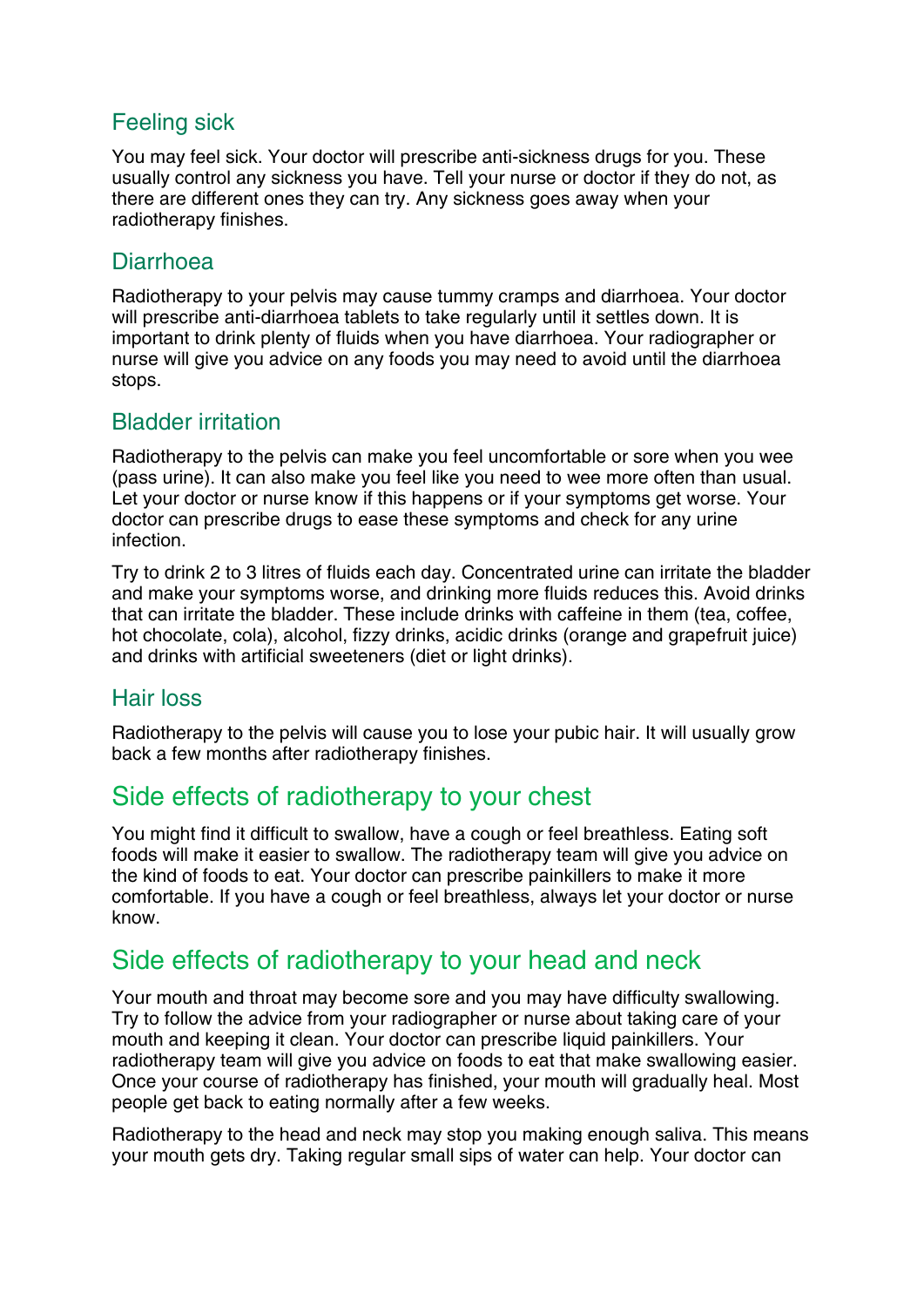### Feeling sick

You may feel sick. Your doctor will prescribe anti-sickness drugs for you. These usually control any sickness you have. Tell your nurse or doctor if they do not, as there are different ones they can try. Any sickness goes away when your radiotherapy finishes.

### Diarrhoea

Radiotherapy to your pelvis may cause tummy cramps and diarrhoea. Your doctor will prescribe anti-diarrhoea tablets to take regularly until it settles down. It is important to drink plenty of fluids when you have diarrhoea. Your radiographer or nurse will give you advice on any foods you may need to avoid until the diarrhoea stops.

### Bladder irritation

Radiotherapy to the pelvis can make you feel uncomfortable or sore when you wee (pass urine). It can also make you feel like you need to wee more often than usual. Let your doctor or nurse know if this happens or if your symptoms get worse. Your doctor can prescribe drugs to ease these symptoms and check for any urine infection.

Try to drink 2 to 3 litres of fluids each day. Concentrated urine can irritate the bladder and make your symptoms worse, and drinking more fluids reduces this. Avoid drinks that can irritate the bladder. These include drinks with caffeine in them (tea, coffee, hot chocolate, cola), alcohol, fizzy drinks, acidic drinks (orange and grapefruit juice) and drinks with artificial sweeteners (diet or light drinks).

### Hair loss

Radiotherapy to the pelvis will cause you to lose your pubic hair. It will usually grow back a few months after radiotherapy finishes.

## Side effects of radiotherapy to your chest

You might find it difficult to swallow, have a cough or feel breathless. Eating soft foods will make it easier to swallow. The radiotherapy team will give you advice on the kind of foods to eat. Your doctor can prescribe painkillers to make it more comfortable. If you have a cough or feel breathless, always let your doctor or nurse know.

## Side effects of radiotherapy to your head and neck

Your mouth and throat may become sore and you may have difficulty swallowing. Try to follow the advice from your radiographer or nurse about taking care of your mouth and keeping it clean. Your doctor can prescribe liquid painkillers. Your radiotherapy team will give you advice on foods to eat that make swallowing easier. Once your course of radiotherapy has finished, your mouth will gradually heal. Most people get back to eating normally after a few weeks.

Radiotherapy to the head and neck may stop you making enough saliva. This means your mouth gets dry. Taking regular small sips of water can help. Your doctor can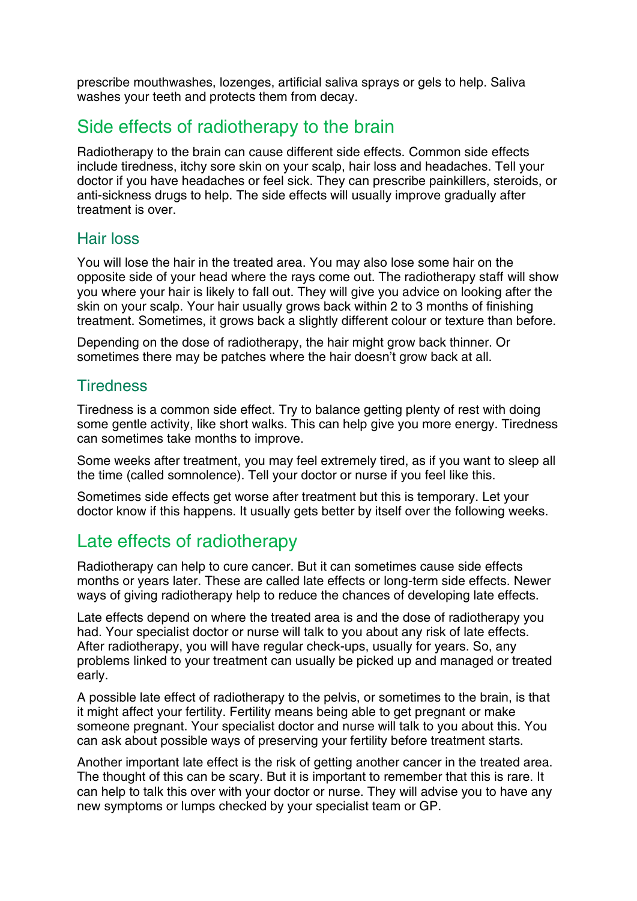prescribe mouthwashes, lozenges, artificial saliva sprays or gels to help. Saliva washes your teeth and protects them from decay.

## Side effects of radiotherapy to the brain

Radiotherapy to the brain can cause different side effects. Common side effects include tiredness, itchy sore skin on your scalp, hair loss and headaches. Tell your doctor if you have headaches or feel sick. They can prescribe painkillers, steroids, or anti-sickness drugs to help. The side effects will usually improve gradually after treatment is over.

### Hair loss

You will lose the hair in the treated area. You may also lose some hair on the opposite side of your head where the rays come out. The radiotherapy staff will show you where your hair is likely to fall out. They will give you advice on looking after the skin on your scalp. Your hair usually grows back within 2 to 3 months of finishing treatment. Sometimes, it grows back a slightly different colour or texture than before.

Depending on the dose of radiotherapy, the hair might grow back thinner. Or sometimes there may be patches where the hair doesn't grow back at all.

### Tiredness

Tiredness is a common side effect. Try to balance getting plenty of rest with doing some gentle activity, like short walks. This can help give you more energy. Tiredness can sometimes take months to improve.

Some weeks after treatment, you may feel extremely tired, as if you want to sleep all the time (called somnolence). Tell your doctor or nurse if you feel like this.

Sometimes side effects get worse after treatment but this is temporary. Let your doctor know if this happens. It usually gets better by itself over the following weeks.

## Late effects of radiotherapy

Radiotherapy can help to cure cancer. But it can sometimes cause side effects months or years later. These are called late effects or long-term side effects. Newer ways of giving radiotherapy help to reduce the chances of developing late effects.

Late effects depend on where the treated area is and the dose of radiotherapy you had. Your specialist doctor or nurse will talk to you about any risk of late effects. After radiotherapy, you will have regular check-ups, usually for years. So, any problems linked to your treatment can usually be picked up and managed or treated early.

A possible late effect of radiotherapy to the pelvis, or sometimes to the brain, is that it might affect your fertility. Fertility means being able to get pregnant or make someone pregnant. Your specialist doctor and nurse will talk to you about this. You can ask about possible ways of preserving your fertility before treatment starts.

Another important late effect is the risk of getting another cancer in the treated area. The thought of this can be scary. But it is important to remember that this is rare. It can help to talk this over with your doctor or nurse. They will advise you to have any new symptoms or lumps checked by your specialist team or GP.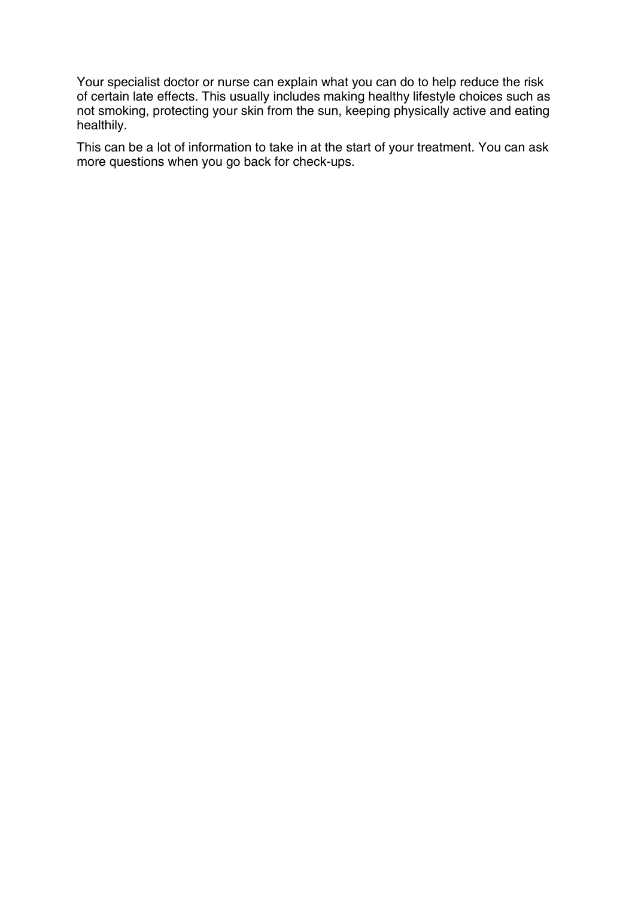Your specialist doctor or nurse can explain what you can do to help reduce the risk of certain late effects. This usually includes making healthy lifestyle choices such as not smoking, protecting your skin from the sun, keeping physically active and eating healthily.

This can be a lot of information to take in at the start of your treatment. You can ask more questions when you go back for check-ups.